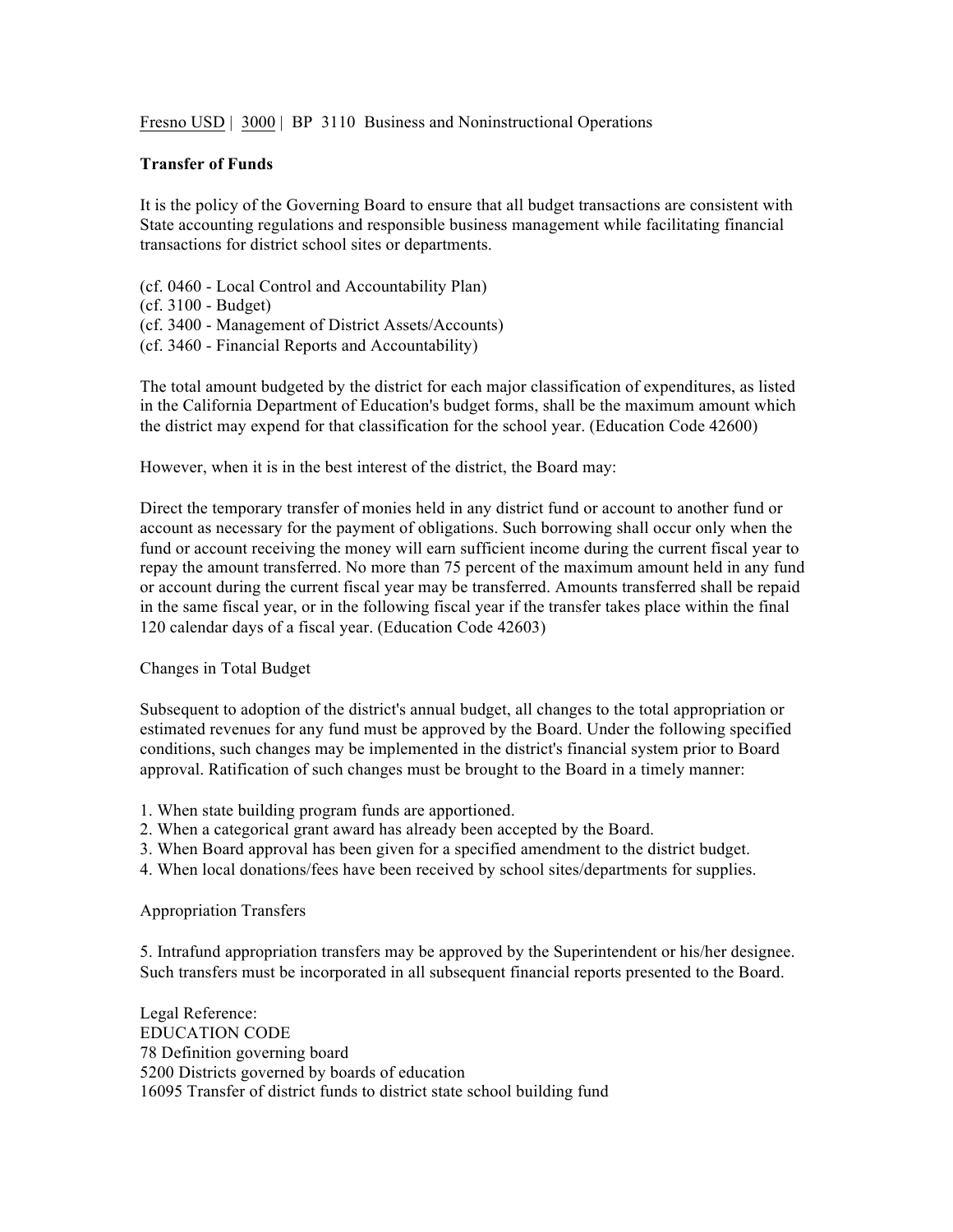Fresno USD | 3000 | BP 3110 Business and Noninstructional Operations

**Transfer of Funds**

It is the policy of the Governing Board to ensure that all budget transactions are consistent with State accounting regulations and responsible business management while facilitating financial transactions for district school sites or departments.

(cf. 0460 - Local Control and Accountability Plan)
(cf. 3100 - Budget)
(cf. 3400 - Management of District Assets/Accounts)
(cf. 3460 - Financial Reports and Accountability)

The total amount budgeted by the district for each major classification of expenditures, as listed in the California Department of Education's budget forms, shall be the maximum amount which the district may expend for that classification for the school year. (Education Code 42600)

However, when it is in the best interest of the district, the Board may:

Direct the temporary transfer of monies held in any district fund or account to another fund or account as necessary for the payment of obligations. Such borrowing shall occur only when the fund or account receiving the money will earn sufficient income during the current fiscal year to repay the amount transferred. No more than 75 percent of the maximum amount held in any fund or account during the current fiscal year may be transferred. Amounts transferred shall be repaid in the same fiscal year, or in the following fiscal year if the transfer takes place within the final 120 calendar days of a fiscal year. (Education Code 42603)

Changes in Total Budget

Subsequent to adoption of the district's annual budget, all changes to the total appropriation or estimated revenues for any fund must be approved by the Board. Under the following specified conditions, such changes may be implemented in the district's financial system prior to Board approval. Ratification of such changes must be brought to the Board in a timely manner:

1. When state building program funds are apportioned.
2. When a categorical grant award has already been accepted by the Board.
3. When Board approval has been given for a specified amendment to the district budget.
4. When local donations/fees have been received by school sites/departments for supplies.

Appropriation Transfers

5. Intrafund appropriation transfers may be approved by the Superintendent or his/her designee. Such transfers must be incorporated in all subsequent financial reports presented to the Board.

Legal Reference:
EDUCATION CODE
78 Definition governing board
5200 Districts governed by boards of education
16095 Transfer of district funds to district state school building fund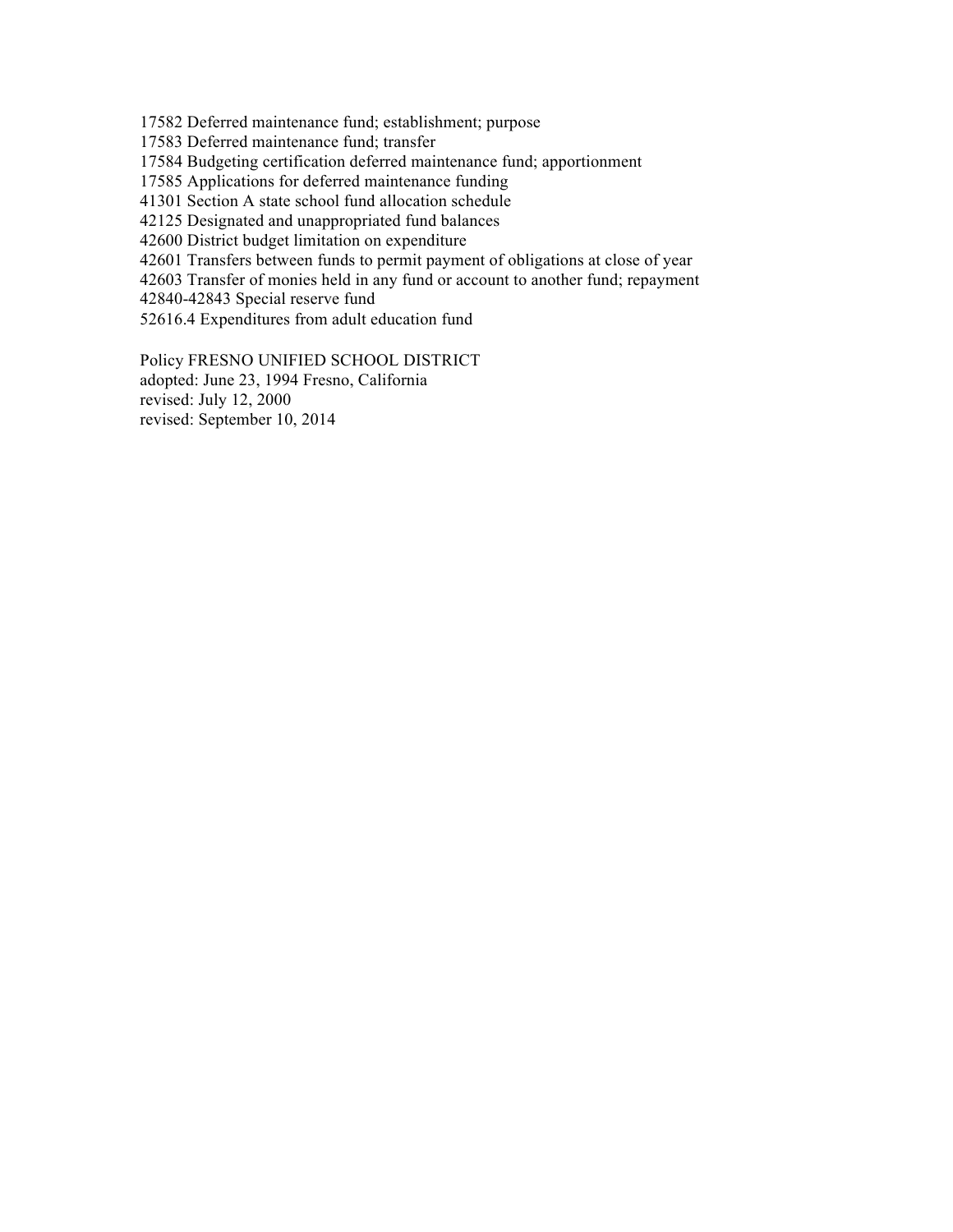17582 Deferred maintenance fund; establishment; purpose
17583 Deferred maintenance fund; transfer
17584 Budgeting certification deferred maintenance fund; apportionment
17585 Applications for deferred maintenance funding
41301 Section A state school fund allocation schedule
42125 Designated and unappropriated fund balances
42600 District budget limitation on expenditure
42601 Transfers between funds to permit payment of obligations at close of year
42603 Transfer of monies held in any fund or account to another fund; repayment
42840-42843 Special reserve fund
52616.4 Expenditures from adult education fund

Policy FRESNO UNIFIED SCHOOL DISTRICT
adopted: June 23, 1994 Fresno, California
revised: July 12, 2000
revised: September 10, 2014